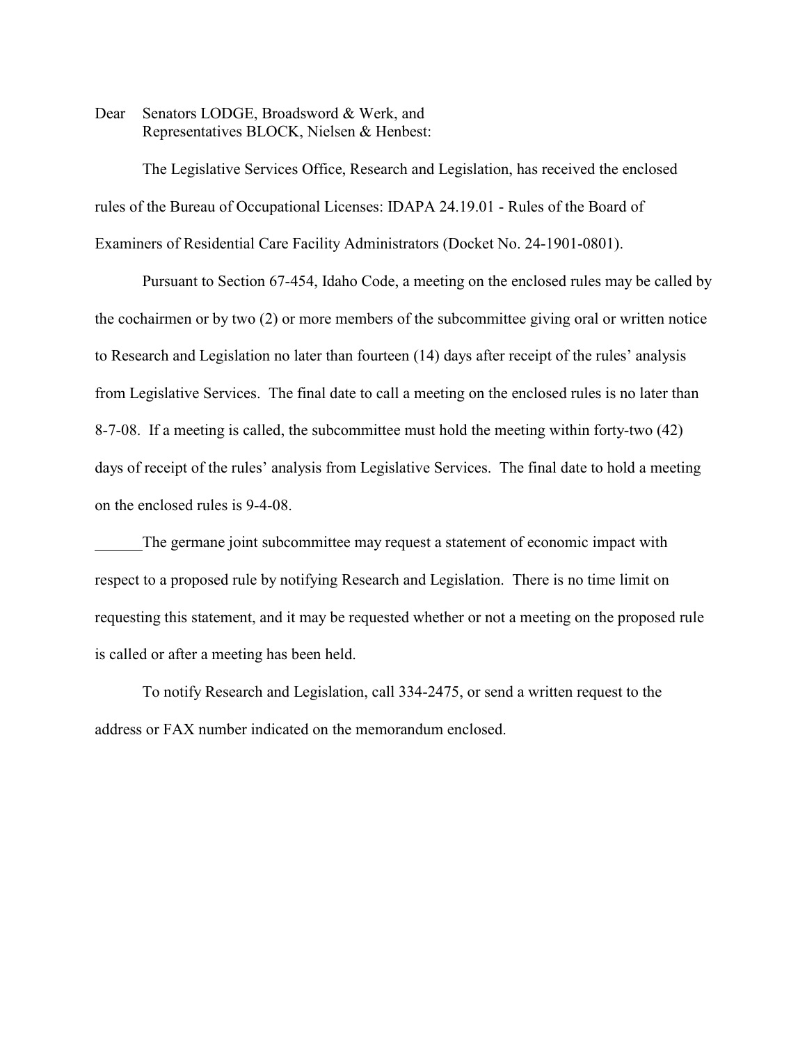Dear Senators LODGE, Broadsword & Werk, and
Representatives BLOCK, Nielsen & Henbest:

The Legislative Services Office, Research and Legislation, has received the enclosed rules of the Bureau of Occupational Licenses: IDAPA 24.19.01 - Rules of the Board of Examiners of Residential Care Facility Administrators (Docket No. 24-1901-0801).

Pursuant to Section 67-454, Idaho Code, a meeting on the enclosed rules may be called by the cochairmen or by two (2) or more members of the subcommittee giving oral or written notice to Research and Legislation no later than fourteen (14) days after receipt of the rules' analysis from Legislative Services. The final date to call a meeting on the enclosed rules is no later than 8-7-08. If a meeting is called, the subcommittee must hold the meeting within forty-two (42) days of receipt of the rules' analysis from Legislative Services. The final date to hold a meeting on the enclosed rules is 9-4-08.

______The germane joint subcommittee may request a statement of economic impact with respect to a proposed rule by notifying Research and Legislation. There is no time limit on requesting this statement, and it may be requested whether or not a meeting on the proposed rule is called or after a meeting has been held.

To notify Research and Legislation, call 334-2475, or send a written request to the address or FAX number indicated on the memorandum enclosed.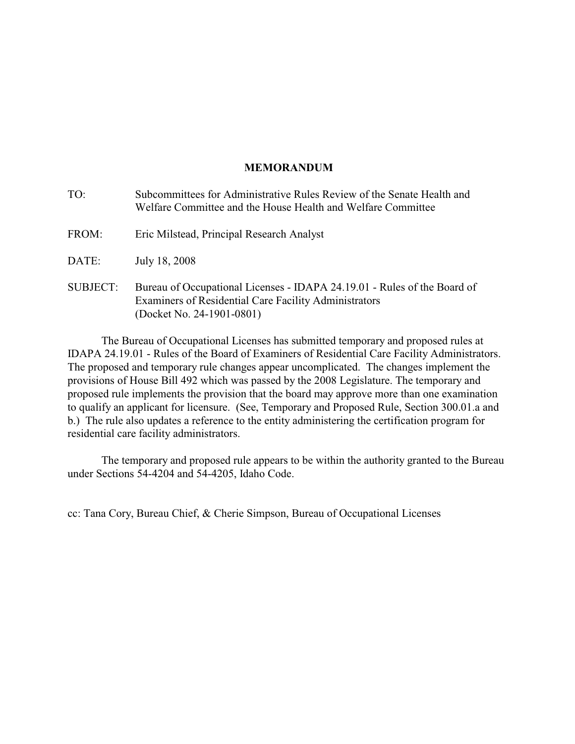# MEMORANDUM

TO: Subcommittees for Administrative Rules Review of the Senate Health and Welfare Committee and the House Health and Welfare Committee

FROM: Eric Milstead, Principal Research Analyst

DATE: July 18, 2008

SUBJECT: Bureau of Occupational Licenses - IDAPA 24.19.01 - Rules of the Board of Examiners of Residential Care Facility Administrators (Docket No. 24-1901-0801)

The Bureau of Occupational Licenses has submitted temporary and proposed rules at IDAPA 24.19.01 - Rules of the Board of Examiners of Residential Care Facility Administrators. The proposed and temporary rule changes appear uncomplicated. The changes implement the provisions of House Bill 492 which was passed by the 2008 Legislature. The temporary and proposed rule implements the provision that the board may approve more than one examination to qualify an applicant for licensure. (See, Temporary and Proposed Rule, Section 300.01.a and b.) The rule also updates a reference to the entity administering the certification program for residential care facility administrators.

The temporary and proposed rule appears to be within the authority granted to the Bureau under Sections 54-4204 and 54-4205, Idaho Code.

cc: Tana Cory, Bureau Chief, & Cherie Simpson, Bureau of Occupational Licenses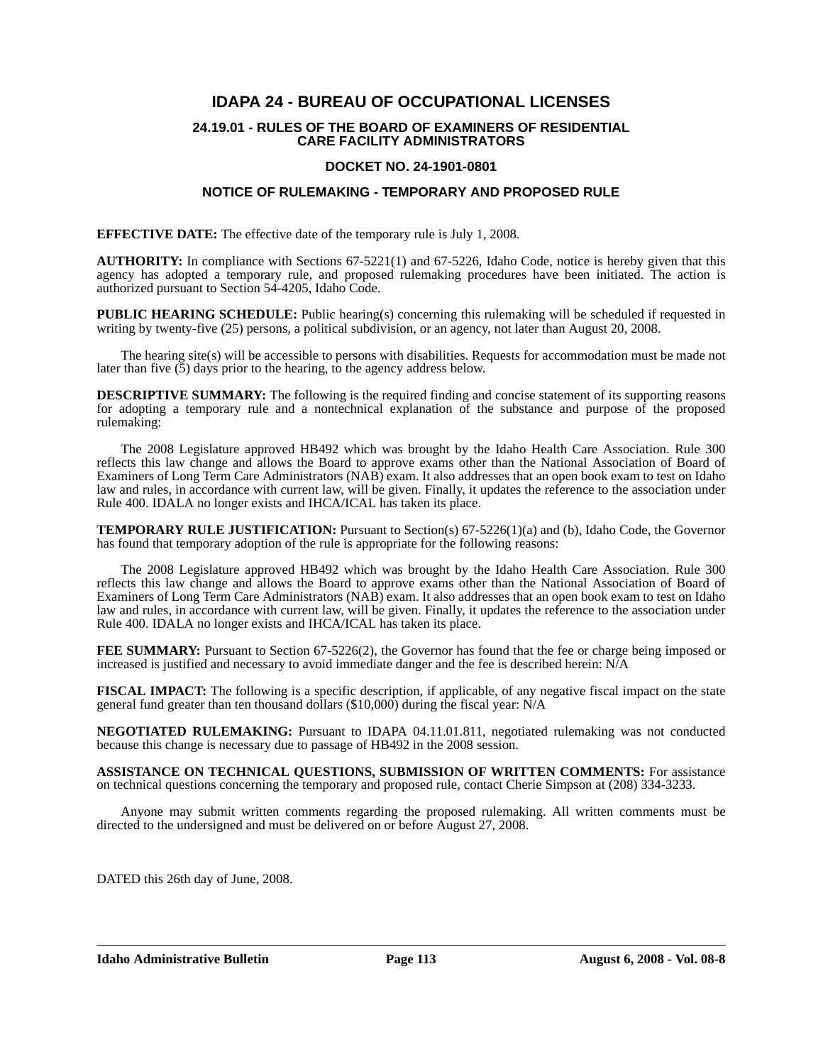# IDAPA 24 - BUREAU OF OCCUPATIONAL LICENSES

## 24.19.01 - RULES OF THE BOARD OF EXAMINERS OF RESIDENTIAL CARE FACILITY ADMINISTRATORS

### DOCKET NO. 24-1901-0801

### NOTICE OF RULEMAKING - TEMPORARY AND PROPOSED RULE

**EFFECTIVE DATE:** The effective date of the temporary rule is July 1, 2008.

**AUTHORITY:** In compliance with Sections 67-5221(1) and 67-5226, Idaho Code, notice is hereby given that this agency has adopted a temporary rule, and proposed rulemaking procedures have been initiated. The action is authorized pursuant to Section 54-4205, Idaho Code.

**PUBLIC HEARING SCHEDULE:** Public hearing(s) concerning this rulemaking will be scheduled if requested in writing by twenty-five (25) persons, a political subdivision, or an agency, not later than August 20, 2008.

The hearing site(s) will be accessible to persons with disabilities. Requests for accommodation must be made not later than five (5) days prior to the hearing, to the agency address below.

**DESCRIPTIVE SUMMARY:** The following is the required finding and concise statement of its supporting reasons for adopting a temporary rule and a nontechnical explanation of the substance and purpose of the proposed rulemaking:

The 2008 Legislature approved HB492 which was brought by the Idaho Health Care Association. Rule 300 reflects this law change and allows the Board to approve exams other than the National Association of Board of Examiners of Long Term Care Administrators (NAB) exam. It also addresses that an open book exam to test on Idaho law and rules, in accordance with current law, will be given. Finally, it updates the reference to the association under Rule 400. IDALA no longer exists and IHCA/ICAL has taken its place.

**TEMPORARY RULE JUSTIFICATION:** Pursuant to Section(s) 67-5226(1)(a) and (b), Idaho Code, the Governor has found that temporary adoption of the rule is appropriate for the following reasons:

The 2008 Legislature approved HB492 which was brought by the Idaho Health Care Association. Rule 300 reflects this law change and allows the Board to approve exams other than the National Association of Board of Examiners of Long Term Care Administrators (NAB) exam. It also addresses that an open book exam to test on Idaho law and rules, in accordance with current law, will be given. Finally, it updates the reference to the association under Rule 400. IDALA no longer exists and IHCA/ICAL has taken its place.

**FEE SUMMARY:** Pursuant to Section 67-5226(2), the Governor has found that the fee or charge being imposed or increased is justified and necessary to avoid immediate danger and the fee is described herein: N/A

**FISCAL IMPACT:** The following is a specific description, if applicable, of any negative fiscal impact on the state general fund greater than ten thousand dollars ($10,000) during the fiscal year: N/A

**NEGOTIATED RULEMAKING:** Pursuant to IDAPA 04.11.01.811, negotiated rulemaking was not conducted because this change is necessary due to passage of HB492 in the 2008 session.

**ASSISTANCE ON TECHNICAL QUESTIONS, SUBMISSION OF WRITTEN COMMENTS:** For assistance on technical questions concerning the temporary and proposed rule, contact Cherie Simpson at (208) 334-3233.

Anyone may submit written comments regarding the proposed rulemaking. All written comments must be directed to the undersigned and must be delivered on or before August 27, 2008.

DATED this 26th day of June, 2008.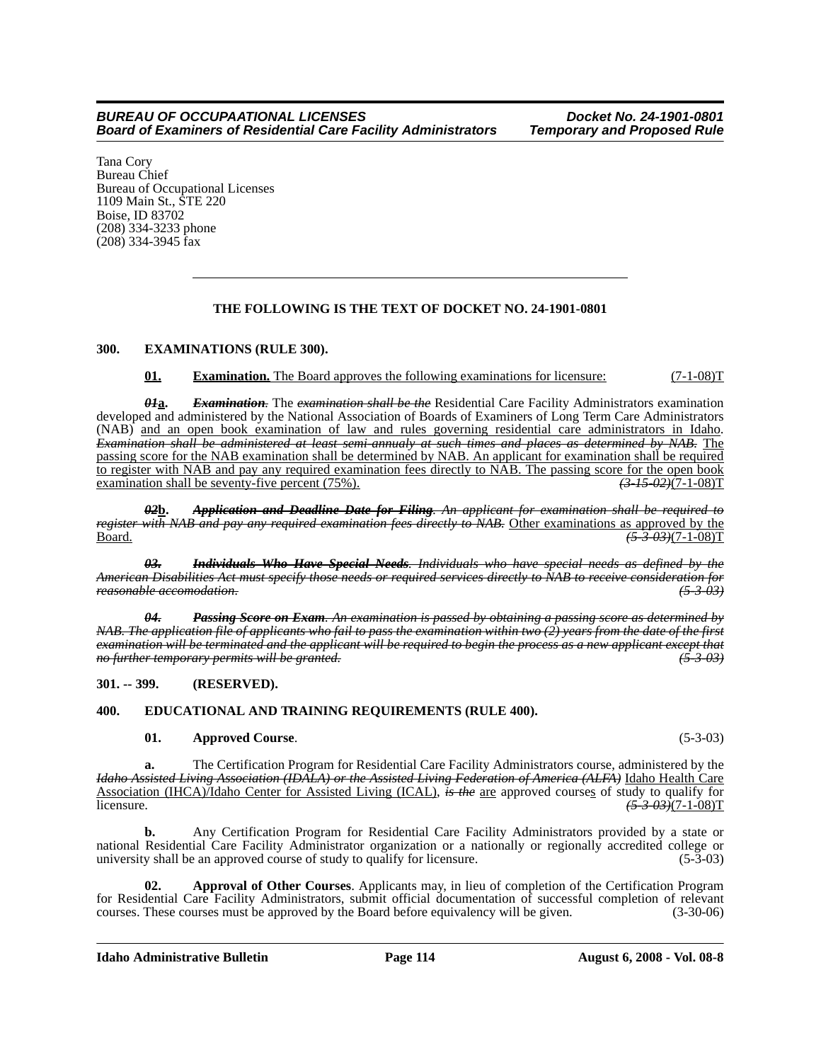Tana Cory
Bureau Chief
Bureau of Occupational Licenses
1109 Main St., STE 220
Boise, ID 83702
(208) 334-3233 phone
(208) 334-3945 fax

---

**THE FOLLOWING IS THE TEXT OF DOCKET NO. 24-1901-0801**

**300. EXAMINATIONS (RULE 300).**

**01. Examination.** The Board approves the following examinations for licensure: (7-1-08)T

~~*01*~~**a.** ~~***Examination***~~. The ~~*examination shall be the*~~ Residential Care Facility Administrators examination developed and administered by the National Association of Boards of Examiners of Long Term Care Administrators (NAB) and an open book examination of law and rules governing residential care administrators in Idaho. ~~*Examination shall be administered at least semi-annualy at such times and places as determined by NAB.*~~ The passing score for the NAB examination shall be determined by NAB. An applicant for examination shall be required to register with NAB and pay any required examination fees directly to NAB. The passing score for the open book examination shall be seventy-five percent (75%). ~~*(3-15-02)*~~(7-1-08)T

~~*02*~~**b.** ~~***Application and Deadline Date for Filing***~~. ~~*An applicant for examination shall be required to register with NAB and pay any required examination fees directly to NAB.*~~ Other examinations as approved by the Board. ~~*(5-3-03)*~~(7-1-08)T

~~***03.***~~ ~~***Individuals Who Have Special Needs***~~. ~~*Individuals who have special needs as defined by the American Disabilities Act must specify those needs or required services directly to NAB to receive consideration for reasonable accomodation.*~~ ~~*(5-3-03)*~~

~~***04.***~~ ~~***Passing Score on Exam***~~. ~~*An examination is passed by obtaining a passing score as determined by NAB. The application file of applicants who fail to pass the examination within two (2) years from the date of the first examination will be terminated and the applicant will be required to begin the process as a new applicant except that no further temporary permits will be granted.*~~ ~~*(5-3-03)*~~

**301. -- 399. (RESERVED).**

**400. EDUCATIONAL AND TRAINING REQUIREMENTS (RULE 400).**

**01. Approved Course**. (5-3-03)

**a.** The Certification Program for Residential Care Facility Administrators course, administered by the ~~*Idaho Assisted Living Association (IDALA) or the Assisted Living Federation of America (ALFA)*~~ Idaho Health Care Association (IHCA)/Idaho Center for Assisted Living (ICAL), ~~*is the*~~ are approved courses of study to qualify for licensure. ~~*(5-3-03)*~~(7-1-08)T

**b.** Any Certification Program for Residential Care Facility Administrators provided by a state or national Residential Care Facility Administrator organization or a nationally or regionally accredited college or university shall be an approved course of study to qualify for licensure. (5-3-03)

**02. Approval of Other Courses**. Applicants may, in lieu of completion of the Certification Program for Residential Care Facility Administrators, submit official documentation of successful completion of relevant courses. These courses must be approved by the Board before equivalency will be given. (3-30-06)